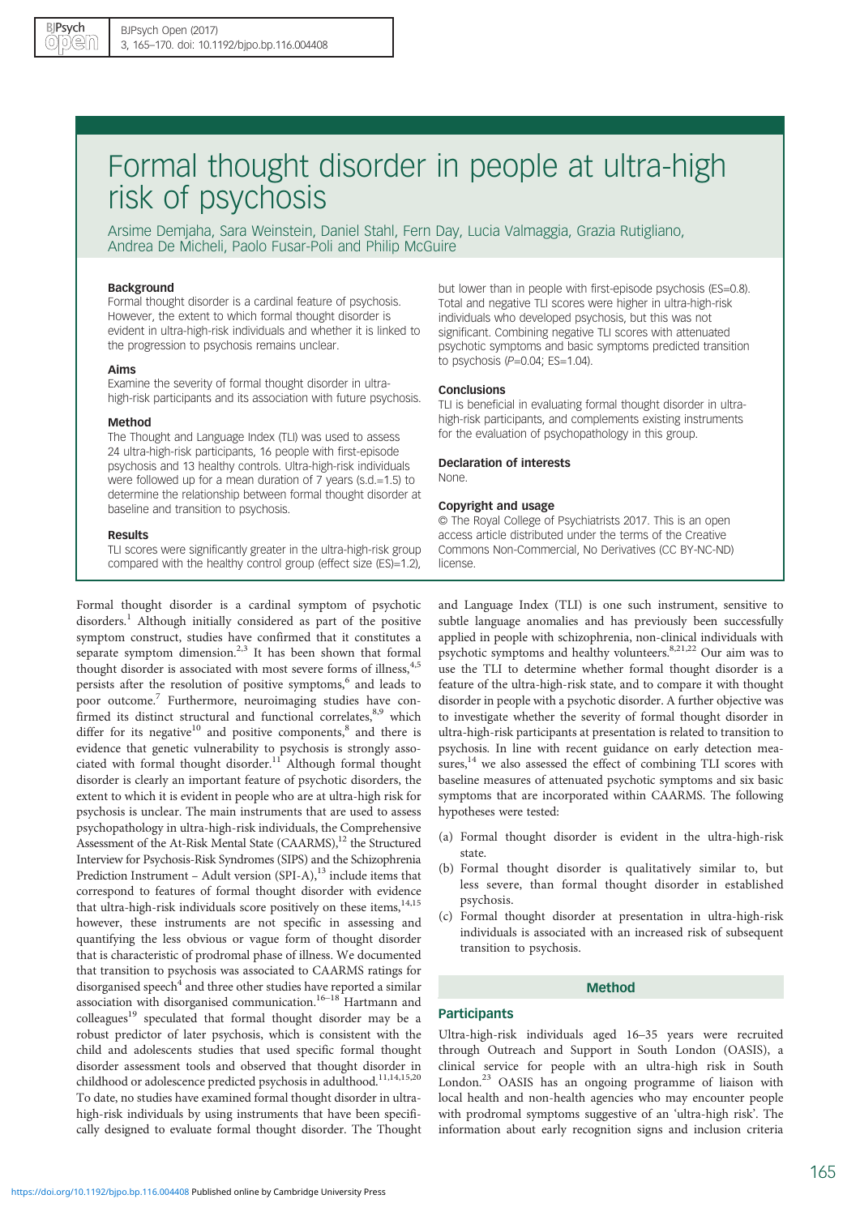# Formal thought disorder in people at ultra-high risk of psychosis

Arsime Demjaha, Sara Weinstein, Daniel Stahl, Fern Day, Lucia Valmaggia, Grazia Rutigliano, Andrea De Micheli, Paolo Fusar-Poli and Philip McGuire

### Background

Formal thought disorder is a cardinal feature of psychosis. However, the extent to which formal thought disorder is evident in ultra-high-risk individuals and whether it is linked to the progression to psychosis remains unclear.

### Aims

Examine the severity of formal thought disorder in ultra-high-risk participants and its association with future psychosis.

### Method

The Thought and Language Index (TLI) was used to assess 24 ultra-high-risk participants, 16 people with first-episode psychosis and 13 healthy controls. Ultra-high-risk individuals were followed up for a mean duration of 7 years (s.d.=1.5) to determine the relationship between formal thought disorder at baseline and transition to psychosis.

### Results

TLI scores were significantly greater in the ultra-high-risk group compared with the healthy control group (effect size (ES)=1.2), but lower than in people with first-episode psychosis (ES=0.8). Total and negative TLI scores were higher in ultra-high-risk individuals who developed psychosis, but this was not significant. Combining negative TLI scores with attenuated psychotic symptoms and basic symptoms predicted transition to psychosis ($P$=0.04; ES=1.04).

### Conclusions

TLI is beneficial in evaluating formal thought disorder in ultra-high-risk participants, and complements existing instruments for the evaluation of psychopathology in this group.

### Declaration of interests

None.

### Copyright and usage

© The Royal College of Psychiatrists 2017. This is an open access article distributed under the terms of the Creative Commons Non-Commercial, No Derivatives (CC BY-NC-ND) license.

Formal thought disorder is a cardinal symptom of psychotic disorders.[1] Although initially considered as part of the positive symptom construct, studies have confirmed that it constitutes a separate symptom dimension.[2,3] It has been shown that formal thought disorder is associated with most severe forms of illness,[4,5] persists after the resolution of positive symptoms,[6] and leads to poor outcome.[7] Furthermore, neuroimaging studies have confirmed its distinct structural and functional correlates,[8,9] which differ for its negative[10] and positive components,[8] and there is evidence that genetic vulnerability to psychosis is strongly associated with formal thought disorder.[11] Although formal thought disorder is clearly an important feature of psychotic disorders, the extent to which it is evident in people who are at ultra-high risk for psychosis is unclear. The main instruments that are used to assess psychopathology in ultra-high-risk individuals, the Comprehensive Assessment of the At-Risk Mental State (CAARMS),[12] the Structured Interview for Psychosis-Risk Syndromes (SIPS) and the Schizophrenia Prediction Instrument – Adult version (SPI-A),[13] include items that correspond to features of formal thought disorder with evidence that ultra-high-risk individuals score positively on these items,[14,15] however, these instruments are not specific in assessing and quantifying the less obvious or vague form of thought disorder that is characteristic of prodromal phase of illness. We documented that transition to psychosis was associated to CAARMS ratings for disorganised speech[4] and three other studies have reported a similar association with disorganised communication.[16–18] Hartmann and colleagues[19] speculated that formal thought disorder may be a robust predictor of later psychosis, which is consistent with the child and adolescents studies that used specific formal thought disorder assessment tools and observed that thought disorder in childhood or adolescence predicted psychosis in adulthood.[11,14,15,20] To date, no studies have examined formal thought disorder in ultra-high-risk individuals by using instruments that have been specifically designed to evaluate formal thought disorder. The Thought and Language Index (TLI) is one such instrument, sensitive to subtle language anomalies and has previously been successfully applied in people with schizophrenia, non-clinical individuals with psychotic symptoms and healthy volunteers.[8,21,22] Our aim was to use the TLI to determine whether formal thought disorder is a feature of the ultra-high-risk state, and to compare it with thought disorder in people with a psychotic disorder. A further objective was to investigate whether the severity of formal thought disorder in ultra-high-risk participants at presentation is related to transition to psychosis. In line with recent guidance on early detection measures,[14] we also assessed the effect of combining TLI scores with baseline measures of attenuated psychotic symptoms and six basic symptoms that are incorporated within CAARMS. The following hypotheses were tested:

(a) Formal thought disorder is evident in the ultra-high-risk state.
(b) Formal thought disorder is qualitatively similar to, but less severe, than formal thought disorder in established psychosis.
(c) Formal thought disorder at presentation in ultra-high-risk individuals is associated with an increased risk of subsequent transition to psychosis.

## Method

### Participants

Ultra-high-risk individuals aged 16–35 years were recruited through Outreach and Support in South London (OASIS), a clinical service for people with an ultra-high risk in South London.[23] OASIS has an ongoing programme of liaison with local health and non-health agencies who may encounter people with prodromal symptoms suggestive of an 'ultra-high risk'. The information about early recognition signs and inclusion criteria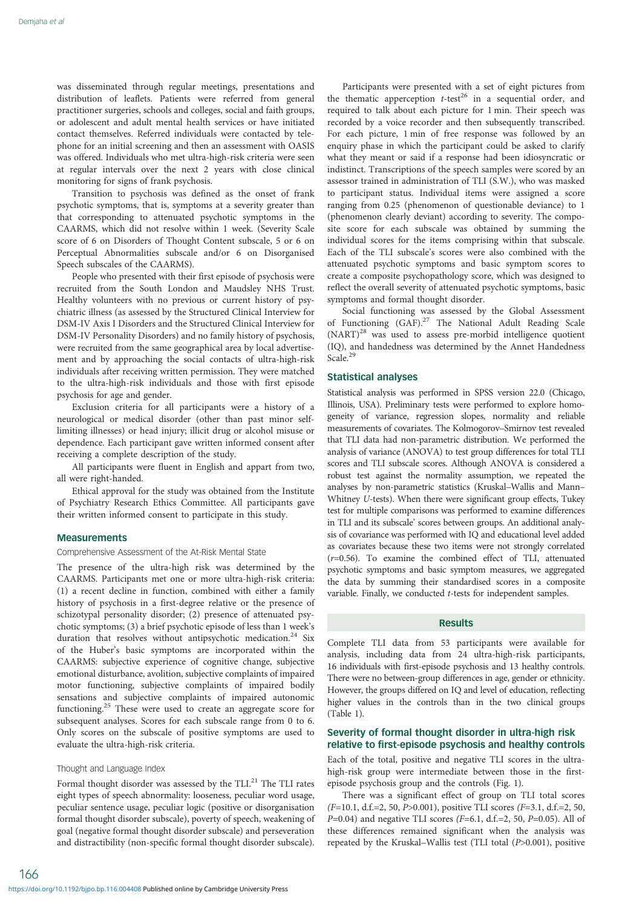was disseminated through regular meetings, presentations and distribution of leaflets. Patients were referred from general practitioner surgeries, schools and colleges, social and faith groups, or adolescent and adult mental health services or have initiated contact themselves. Referred individuals were contacted by telephone for an initial screening and then an assessment with OASIS was offered. Individuals who met ultra-high-risk criteria were seen at regular intervals over the next 2 years with close clinical monitoring for signs of frank psychosis.

Transition to psychosis was defined as the onset of frank psychotic symptoms, that is, symptoms at a severity greater than that corresponding to attenuated psychotic symptoms in the CAARMS, which did not resolve within 1 week. (Severity Scale score of 6 on Disorders of Thought Content subscale, 5 or 6 on Perceptual Abnormalities subscale and/or 6 on Disorganised Speech subscales of the CAARMS).

People who presented with their first episode of psychosis were recruited from the South London and Maudsley NHS Trust. Healthy volunteers with no previous or current history of psychiatric illness (as assessed by the Structured Clinical Interview for DSM-IV Axis I Disorders and the Structured Clinical Interview for DSM-IV Personality Disorders) and no family history of psychosis, were recruited from the same geographical area by local advertisement and by approaching the social contacts of ultra-high-risk individuals after receiving written permission. They were matched to the ultra-high-risk individuals and those with first episode psychosis for age and gender.

Exclusion criteria for all participants were a history of a neurological or medical disorder (other than past minor self-limiting illnesses) or head injury; illicit drug or alcohol misuse or dependence. Each participant gave written informed consent after receiving a complete description of the study.

All participants were fluent in English and appart from two, all were right-handed.

Ethical approval for the study was obtained from the Institute of Psychiatry Research Ethics Committee. All participants gave their written informed consent to participate in this study.

## Measurements

### Comprehensive Assessment of the At-Risk Mental State

The presence of the ultra-high risk was determined by the CAARMS. Participants met one or more ultra-high-risk criteria: (1) a recent decline in function, combined with either a family history of psychosis in a first-degree relative or the presence of schizotypal personality disorder; (2) presence of attenuated psychotic symptoms; (3) a brief psychotic episode of less than 1 week's duration that resolves without antipsychotic medication.[24] Six of the Huber's basic symptoms are incorporated within the CAARMS: subjective experience of cognitive change, subjective emotional disturbance, avolition, subjective complaints of impaired motor functioning, subjective complaints of impaired bodily sensations and subjective complaints of impaired autonomic functioning.[25] These were used to create an aggregate score for subsequent analyses. Scores for each subscale range from 0 to 6. Only scores on the subscale of positive symptoms are used to evaluate the ultra-high-risk criteria.

### Thought and Language Index

Formal thought disorder was assessed by the TLI.[21] The TLI rates eight types of speech abnormality: looseness, peculiar word usage, peculiar sentence usage, peculiar logic (positive or disorganisation formal thought disorder subscale), poverty of speech, weakening of goal (negative formal thought disorder subscale) and perseveration and distractibility (non-specific formal thought disorder subscale).

Participants were presented with a set of eight pictures from the thematic apperception *t*-test[26] in a sequential order, and required to talk about each picture for 1 min. Their speech was recorded by a voice recorder and then subsequently transcribed. For each picture, 1 min of free response was followed by an enquiry phase in which the participant could be asked to clarify what they meant or said if a response had been idiosyncratic or indistinct. Transcriptions of the speech samples were scored by an assessor trained in administration of TLI (S.W.), who was masked to participant status. Individual items were assigned a score ranging from 0.25 (phenomenon of questionable deviance) to 1 (phenomenon clearly deviant) according to severity. The composite score for each subscale was obtained by summing the individual scores for the items comprising within that subscale. Each of the TLI subscale's scores were also combined with the attenuated psychotic symptoms and basic symptom scores to create a composite psychopathology score, which was designed to reflect the overall severity of attenuated psychotic symptoms, basic symptoms and formal thought disorder.

Social functioning was assessed by the Global Assessment of Functioning (GAF).[27] The National Adult Reading Scale (NART)[28] was used to assess pre-morbid intelligence quotient (IQ), and handedness was determined by the Annet Handedness Scale.[29]

## Statistical analyses

Statistical analysis was performed in SPSS version 22.0 (Chicago, Illinois, USA). Preliminary tests were performed to explore homogeneity of variance, regression slopes, normality and reliable measurements of covariates. The Kolmogorov–Smirnov test revealed that TLI data had non-parametric distribution. We performed the analysis of variance (ANOVA) to test group differences for total TLI scores and TLI subscale scores. Although ANOVA is considered a robust test against the normality assumption, we repeated the analyses by non-parametric statistics (Kruskal–Wallis and Mann–Whitney *U*-tests). When there were significant group effects, Tukey test for multiple comparisons was performed to examine differences in TLI and its subscale' scores between groups. An additional analysis of covariance was performed with IQ and educational level added as covariates because these two items were not strongly correlated ($r$=0.56). To examine the combined effect of TLI, attenuated psychotic symptoms and basic symptom measures, we aggregated the data by summing their standardised scores in a composite variable. Finally, we conducted *t*-tests for independent samples.

## Results

Complete TLI data from 53 participants were available for analysis, including data from 24 ultra-high-risk participants, 16 individuals with first-episode psychosis and 13 healthy controls. There were no between-group differences in age, gender or ethnicity. However, the groups differed on IQ and level of education, reflecting higher values in the controls than in the two clinical groups (Table 1).

### Severity of formal thought disorder in ultra-high risk relative to first-episode psychosis and healthy controls

Each of the total, positive and negative TLI scores in the ultra-high-risk group were intermediate between those in the first-episode psychosis group and the controls (Fig. 1).

There was a significant effect of group on TLI total scores ($F$=10.1, d.f.=2, 50, $P$>0.001), positive TLI scores ($F$=3.1, d.f.=2, 50, $P$=0.04) and negative TLI scores ($F$=6.1, d.f.=2, 50, $P$=0.05). All of these differences remained significant when the analysis was repeated by the Kruskal–Wallis test (TLI total ($P$>0.001), positive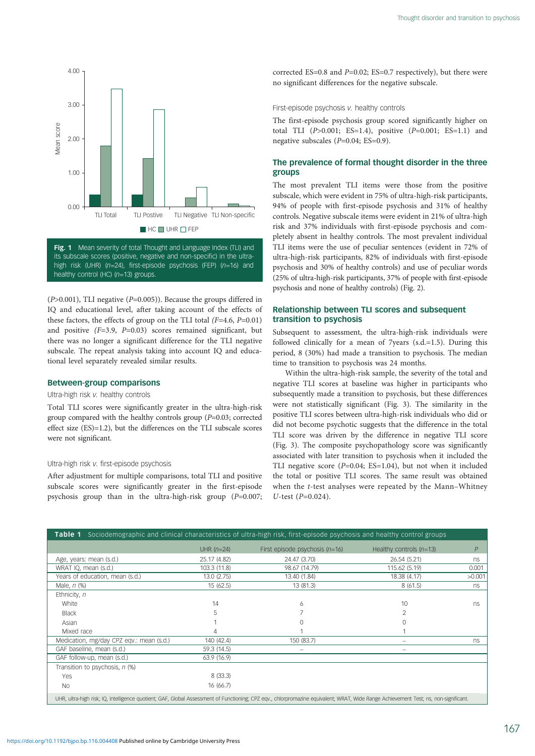Fig. 1 Mean severity of total Thought and Language Index (TLI) and its subscale scores (positive, negative and non-specific) in the ultra-high risk (UHR) ($n$=24), first-episode psychosis (FEP) ($n$=16) and healthy control (HC) ($n$=13) groups.

($P$>0.001), TLI negative ($P$=0.005)). Because the groups differed in IQ and educational level, after taking account of the effects of these factors, the effects of group on the TLI total ($F$=4.6, $P$=0.01) and positive ($F$=3.9, $P$=0.03) scores remained significant, but there was no longer a significant difference for the TLI negative subscale. The repeat analysis taking into account IQ and educational level separately revealed similar results.

## Between-group comparisons

### Ultra-high risk *v.* healthy controls

Total TLI scores were significantly greater in the ultra-high-risk group compared with the healthy controls group ($P$=0.03; corrected effect size (ES)=1.2), but the differences on the TLI subscale scores were not significant.

### Ultra-high risk *v.* first-episode psychosis

After adjustment for multiple comparisons, total TLI and positive subscale scores were significantly greater in the first-episode psychosis group than in the ultra-high-risk group ($P$=0.007; corrected ES=0.8 and $P$=0.02; ES=0.7 respectively), but there were no significant differences for the negative subscale.

### First-episode psychosis *v.* healthy controls

The first-episode psychosis group scored significantly higher on total TLI ($P$>0.001; ES=1.4), positive ($P$=0.001; ES=1.1) and negative subscales ($P$=0.04; ES=0.9).

## The prevalence of formal thought disorder in the three groups

The most prevalent TLI items were those from the positive subscale, which were evident in 75% of ultra-high-risk participants, 94% of people with first-episode psychosis and 31% of healthy controls. Negative subscale items were evident in 21% of ultra-high risk and 37% individuals with first-episode psychosis and completely absent in healthy controls. The most prevalent individual TLI items were the use of peculiar sentences (evident in 72% of ultra-high-risk participants, 82% of individuals with first-episode psychosis and 30% of healthy controls) and use of peculiar words (25% of ultra-high-risk participants, 37% of people with first-episode psychosis and none of healthy controls) (Fig. 2).

## Relationship between TLI scores and subsequent transition to psychosis

Subsequent to assessment, the ultra-high-risk individuals were followed clinically for a mean of 7years (s.d.=1.5). During this period, 8 (30%) had made a transition to psychosis. The median time to transition to psychosis was 24 months.

Within the ultra-high-risk sample, the severity of the total and negative TLI scores at baseline was higher in participants who subsequently made a transition to psychosis, but these differences were not statistically significant (Fig. 3). The similarity in the positive TLI scores between ultra-high-risk individuals who did or did not become psychotic suggests that the difference in the total TLI score was driven by the difference in negative TLI score (Fig. 3). The composite psychopathology score was significantly associated with later transition to psychosis when it included the TLI negative score ($P$=0.04; ES=1.04), but not when it included the total or positive TLI scores. The same result was obtained when the $t$-test analyses were repeated by the Mann–Whitney $U$-test ($P$=0.024).

**Table 1** Sociodemographic and clinical characteristics of ultra-high risk, first-episode psychosis and healthy control groups

| | UHR ($n$=24) | First episode psychosis ($n$=16) | Healthy controls ($n$=13) | $P$ |
|---|---|---|---|---|
| Age, years: mean (s.d.) | 25.17 (4.82) | 24.47 (3.70) | 26.54 (5.21) | ns |
| WRAT IQ, mean (s.d.) | 103.3 (11.8) | 98.67 (14.79) | 115.62 (5.19) | 0.001 |
| Years of education, mean (s.d.) | 13.0 (2.75) | 13.40 (1.84) | 18.38 (4.17) | >0.001 |
| Male, $n$ (%) | 15 (62.5) | 13 (81.3) | 8 (61.5) | ns |
| Ethnicity, $n$ | | | | |
| White | 14 | 6 | 10 | ns |
| Black | 5 | 7 | 2 | |
| Asian | 1 | 0 | 0 | |
| Mixed race | 4 | 1 | 1 | |
| Medication, mg/day CPZ eqv.: mean (s.d.) | 140 (42.4) | 150 (83.7) | – | ns |
| GAF baseline, mean (s.d.) | 59.3 (14.5) | – | – | |
| GAF follow-up, mean (s.d.) | 63.9 (16.9) | | | |
| Transition to psychosis, $n$ (%) | | | | |
| Yes | 8 (33.3) | | | |
| No | 16 (66.7) | | | |

UHR, ultra-high risk; IQ, intelligence quotient; GAF, Global Assessment of Functioning; CPZ eqv., chlorpromazine equivalent; WRAT, Wide Range Achievement Test; ns, non-significant.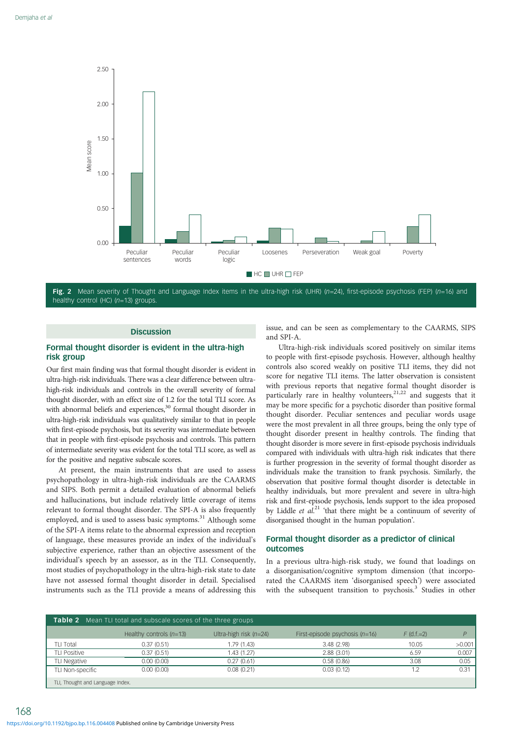Fig. 2 Mean severity of Thought and Language Index items in the ultra-high risk (UHR) ($n$=24), first-episode psychosis (FEP) ($n$=16) and healthy control (HC) ($n$=13) groups.

## Discussion

### Formal thought disorder is evident in the ultra-high risk group

Our first main finding was that formal thought disorder is evident in ultra-high-risk individuals. There was a clear difference between ultra-high-risk individuals and controls in the overall severity of formal thought disorder, with an effect size of 1.2 for the total TLI score. As with abnormal beliefs and experiences,[30] formal thought disorder in ultra-high-risk individuals was qualitatively similar to that in people with first-episode psychosis, but its severity was intermediate between that in people with first-episode psychosis and controls. This pattern of intermediate severity was evident for the total TLI score, as well as for the positive and negative subscale scores.

At present, the main instruments that are used to assess psychopathology in ultra-high-risk individuals are the CAARMS and SIPS. Both permit a detailed evaluation of abnormal beliefs and hallucinations, but include relatively little coverage of items relevant to formal thought disorder. The SPI-A is also frequently employed, and is used to assess basic symptoms.[31] Although some of the SPI-A items relate to the abnormal expression and reception of language, these measures provide an index of the individual's subjective experience, rather than an objective assessment of the individual's speech by an assessor, as in the TLI. Consequently, most studies of psychopathology in the ultra-high-risk state to date have not assessed formal thought disorder in detail. Specialised instruments such as the TLI provide a means of addressing this issue, and can be seen as complementary to the CAARMS, SIPS and SPI-A.

Ultra-high-risk individuals scored positively on similar items to people with first-episode psychosis. However, although healthy controls also scored weakly on positive TLI items, they did not score for negative TLI items. The latter observation is consistent with previous reports that negative formal thought disorder is particularly rare in healthy volunteers,[21,22] and suggests that it may be more specific for a psychotic disorder than positive formal thought disorder. Peculiar sentences and peculiar words usage were the most prevalent in all three groups, being the only type of thought disorder present in healthy controls. The finding that thought disorder is more severe in first-episode psychosis individuals compared with individuals with ultra-high risk indicates that there is further progression in the severity of formal thought disorder as individuals make the transition to frank psychosis. Similarly, the observation that positive formal thought disorder is detectable in healthy individuals, but more prevalent and severe in ultra-high risk and first-episode psychosis, lends support to the idea proposed by Liddle *et al.*[21] 'that there might be a continuum of severity of disorganised thought in the human population'.

### Formal thought disorder as a predictor of clinical outcomes

In a previous ultra-high-risk study, we found that loadings on a disorganisation/cognitive symptom dimension (that incorporated the CAARMS item 'disorganised speech') were associated with the subsequent transition to psychosis.[3] Studies in other

**Table 2** Mean TLI total and subscale scores of the three groups

| | Healthy controls ($n$=13) | Ultra-high risk ($n$=24) | First-episode psychosis ($n$=16) | $F$ (d.f.=2) | $P$ |
|---|---|---|---|---|---|
| TLI Total | 0.37 (0.51) | 1.79 (1.43) | 3.48 (2.98) | 10.05 | >0.001 |
| TLI Positive | 0.37 (0.51) | 1.43 (1.27) | 2.88 (3.01) | 6.59 | 0.007 |
| TLI Negative | 0.00 (0.00) | 0.27 (0.61) | 0.58 (0.86) | 3.08 | 0.05 |
| TLI Non-specific | 0.00 (0.00) | 0.08 (0.21) | 0.03 (0.12) | 1.2 | 0.31 |

TLI, Thought and Language Index.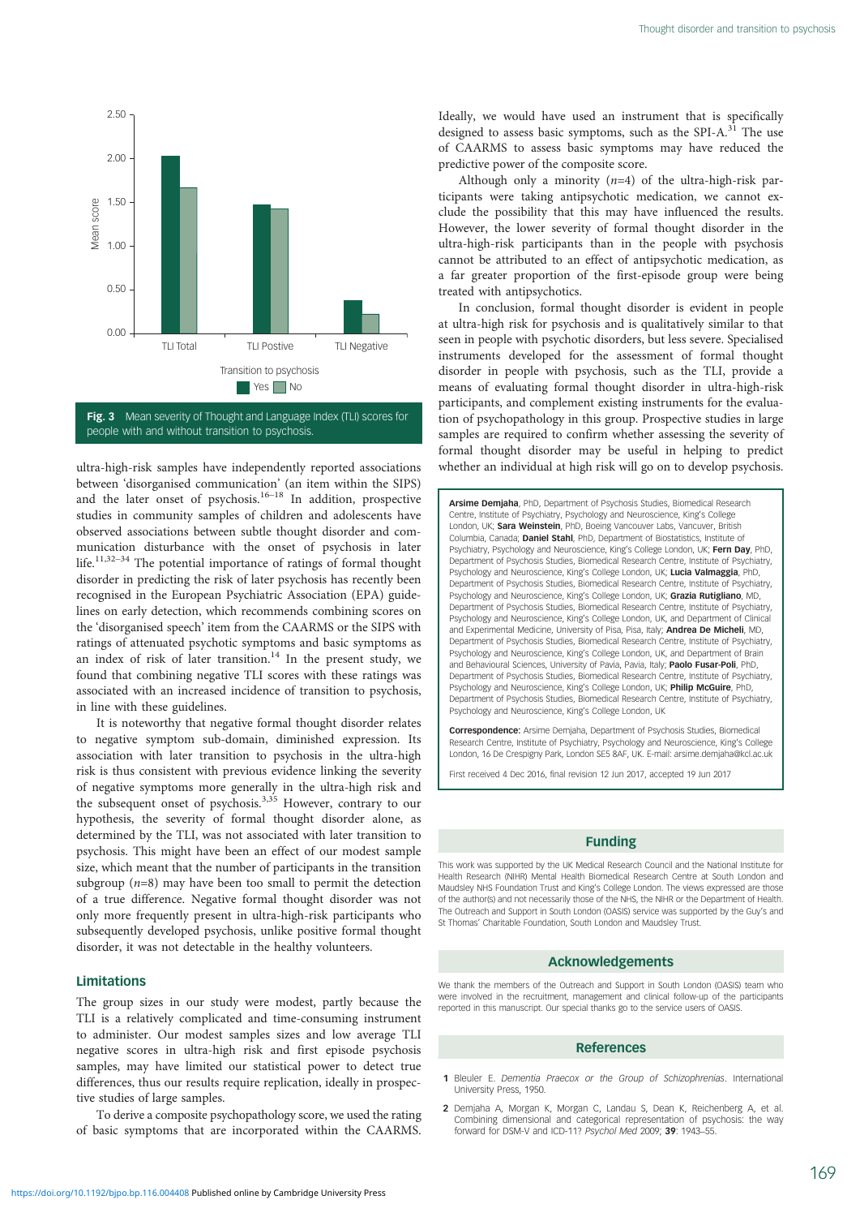Fig. 3 Mean severity of Thought and Language Index (TLI) scores for people with and without transition to psychosis.

ultra-high-risk samples have independently reported associations between 'disorganised communication' (an item within the SIPS) and the later onset of psychosis.[16–18] In addition, prospective studies in community samples of children and adolescents have observed associations between subtle thought disorder and communication disturbance with the onset of psychosis in later life.[11,32–34] The potential importance of ratings of formal thought disorder in predicting the risk of later psychosis has recently been recognised in the European Psychiatric Association (EPA) guidelines on early detection, which recommends combining scores on the 'disorganised speech' item from the CAARMS or the SIPS with ratings of attenuated psychotic symptoms and basic symptoms as an index of risk of later transition.[14] In the present study, we found that combining negative TLI scores with these ratings was associated with an increased incidence of transition to psychosis, in line with these guidelines.

It is noteworthy that negative formal thought disorder relates to negative symptom sub-domain, diminished expression. Its association with later transition to psychosis in the ultra-high risk is thus consistent with previous evidence linking the severity of negative symptoms more generally in the ultra-high risk and the subsequent onset of psychosis.[3,35] However, contrary to our hypothesis, the severity of formal thought disorder alone, as determined by the TLI, was not associated with later transition to psychosis. This might have been an effect of our modest sample size, which meant that the number of participants in the transition subgroup ($n$=8) may have been too small to permit the detection of a true difference. Negative formal thought disorder was not only more frequently present in ultra-high-risk participants who subsequently developed psychosis, unlike positive formal thought disorder, it was not detectable in the healthy volunteers.

## Limitations

The group sizes in our study were modest, partly because the TLI is a relatively complicated and time-consuming instrument to administer. Our modest samples sizes and low average TLI negative scores in ultra-high risk and first episode psychosis samples, may have limited our statistical power to detect true differences, thus our results require replication, ideally in prospective studies of large samples.

To derive a composite psychopathology score, we used the rating of basic symptoms that are incorporated within the CAARMS. Ideally, we would have used an instrument that is specifically designed to assess basic symptoms, such as the SPI-A.[31] The use of CAARMS to assess basic symptoms may have reduced the predictive power of the composite score.

Although only a minority ($n$=4) of the ultra-high-risk participants were taking antipsychotic medication, we cannot exclude the possibility that this may have influenced the results. However, the lower severity of formal thought disorder in the ultra-high-risk participants than in the people with psychosis cannot be attributed to an effect of antipsychotic medication, as a far greater proportion of the first-episode group were being treated with antipsychotics.

In conclusion, formal thought disorder is evident in people at ultra-high risk for psychosis and is qualitatively similar to that seen in people with psychotic disorders, but less severe. Specialised instruments developed for the assessment of formal thought disorder in people with psychosis, such as the TLI, provide a means of evaluating formal thought disorder in ultra-high-risk participants, and complement existing instruments for the evaluation of psychopathology in this group. Prospective studies in large samples are required to confirm whether assessing the severity of formal thought disorder may be useful in helping to predict whether an individual at high risk will go on to develop psychosis.

**Arsime Demjaha**, PhD, Department of Psychosis Studies, Biomedical Research Centre, Institute of Psychiatry, Psychology and Neuroscience, King's College London, UK; **Sara Weinstein**, PhD, Boeing Vancouver Labs, Vancuver, British Columbia, Canada; **Daniel Stahl**, PhD, Department of Biostatistics, Institute of Psychiatry, Psychology and Neuroscience, King's College London, UK; **Fern Day**, PhD, Department of Psychosis Studies, Biomedical Research Centre, Institute of Psychiatry, Psychology and Neuroscience, King's College London, UK; **Lucia Valmaggia**, PhD, Department of Psychosis Studies, Biomedical Research Centre, Institute of Psychiatry, Psychology and Neuroscience, King's College London, UK; **Grazia Rutigliano**, MD, Department of Psychosis Studies, Biomedical Research Centre, Institute of Psychiatry, Psychology and Neuroscience, King's College London, UK, and Department of Clinical and Experimental Medicine, University of Pisa, Pisa, Italy; **Andrea De Micheli**, MD, Department of Psychosis Studies, Biomedical Research Centre, Institute of Psychiatry, Psychology and Neuroscience, King's College London, UK, and Department of Brain and Behavioural Sciences, University of Pavia, Pavia, Italy; **Paolo Fusar-Poli**, PhD, Department of Psychosis Studies, Biomedical Research Centre, Institute of Psychiatry, Psychology and Neuroscience, King's College London, UK; **Philip McGuire**, PhD, Department of Psychosis Studies, Biomedical Research Centre, Institute of Psychiatry, Psychology and Neuroscience, King's College London, UK

**Correspondence:** Arsime Demjaha, Department of Psychosis Studies, Biomedical Research Centre, Institute of Psychiatry, Psychology and Neuroscience, King's College London, 16 De Crespigny Park, London SE5 8AF, UK. E-mail: arsime.demjaha@kcl.ac.uk

First received 4 Dec 2016, final revision 12 Jun 2017, accepted 19 Jun 2017

## Funding

This work was supported by the UK Medical Research Council and the National Institute for Health Research (NIHR) Mental Health Biomedical Research Centre at South London and Maudsley NHS Foundation Trust and King's College London. The views expressed are those of the author(s) and not necessarily those of the NHS, the NIHR or the Department of Health. The Outreach and Support in South London (OASIS) service was supported by the Guy's and St Thomas' Charitable Foundation, South London and Maudsley Trust.

## Acknowledgements

We thank the members of the Outreach and Support in South London (OASIS) team who were involved in the recruitment, management and clinical follow-up of the participants reported in this manuscript. Our special thanks go to the service users of OASIS.

## References

1 Bleuler E. *Dementia Praecox or the Group of Schizophrenias*. International University Press, 1950.

2 Demjaha A, Morgan K, Morgan C, Landau S, Dean K, Reichenberg A, et al. Combining dimensional and categorical representation of psychosis: the way forward for DSM-V and ICD-11? *Psychol Med* 2009; **39**: 1943–55.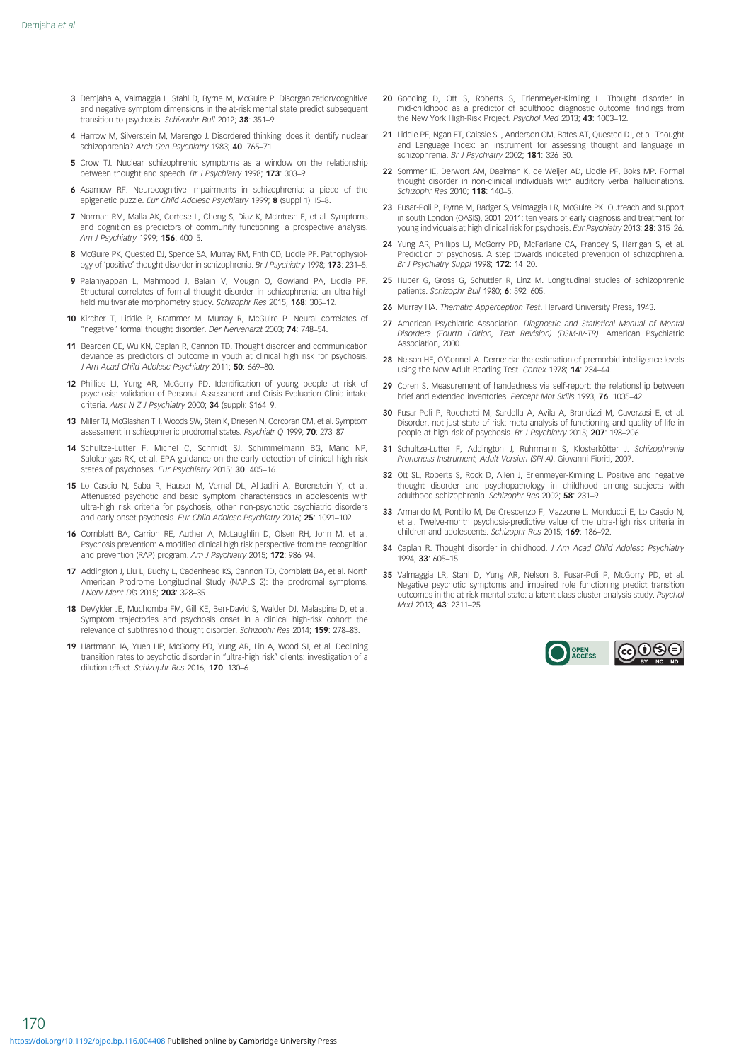3 Demjaha A, Valmaggia L, Stahl D, Byrne M, McGuire P. Disorganization/cognitive and negative symptom dimensions in the at-risk mental state predict subsequent transition to psychosis. *Schizophr Bull* 2012; **38**: 351–9.

4 Harrow M, Silverstein M, Marengo J. Disordered thinking: does it identify nuclear schizophrenia? *Arch Gen Psychiatry* 1983; **40**: 765–71.

5 Crow TJ. Nuclear schizophrenic symptoms as a window on the relationship between thought and speech. *Br J Psychiatry* 1998; **173**: 303–9.

6 Asarnow RF. Neurocognitive impairments in schizophrenia: a piece of the epigenetic puzzle. *Eur Child Adolesc Psychiatry* 1999; **8** (suppl 1): I5–8.

7 Norman RM, Malla AK, Cortese L, Cheng S, Diaz K, McIntosh E, et al. Symptoms and cognition as predictors of community functioning: a prospective analysis. *Am J Psychiatry* 1999; **156**: 400–5.

8 McGuire PK, Quested DJ, Spence SA, Murray RM, Frith CD, Liddle PF. Pathophysiology of 'positive' thought disorder in schizophrenia. *Br J Psychiatry* 1998; **173**: 231–5.

9 Palaniyappan L, Mahmood J, Balain V, Mougin O, Gowland PA, Liddle PF. Structural correlates of formal thought disorder in schizophrenia: an ultra-high field multivariate morphometry study. *Schizophr Res* 2015; **168**: 305–12.

10 Kircher T, Liddle P, Brammer M, Murray R, McGuire P. Neural correlates of "negative" formal thought disorder. *Der Nervenarzt* 2003; **74**: 748–54.

11 Bearden CE, Wu KN, Caplan R, Cannon TD. Thought disorder and communication deviance as predictors of outcome in youth at clinical high risk for psychosis. *J Am Acad Child Adolesc Psychiatry* 2011; **50**: 669–80.

12 Phillips LJ, Yung AR, McGorry PD. Identification of young people at risk of psychosis: validation of Personal Assessment and Crisis Evaluation Clinic intake criteria. *Aust N Z J Psychiatry* 2000; **34** (suppl): S164–9.

13 Miller TJ, McGlashan TH, Woods SW, Stein K, Driesen N, Corcoran CM, et al. Symptom assessment in schizophrenic prodromal states. *Psychiatr Q* 1999; **70**: 273–87.

14 Schultze-Lutter F, Michel C, Schmidt SJ, Schimmelmann BG, Maric NP, Salokangas RK, et al. EPA guidance on the early detection of clinical high risk states of psychoses. *Eur Psychiatry* 2015; **30**: 405–16.

15 Lo Cascio N, Saba R, Hauser M, Vernal DL, Al-Jadiri A, Borenstein Y, et al. Attenuated psychotic and basic symptom characteristics in adolescents with ultra-high risk criteria for psychosis, other non-psychotic psychiatric disorders and early-onset psychosis. *Eur Child Adolesc Psychiatry* 2016; **25**: 1091–102.

16 Cornblatt BA, Carrion RE, Auther A, McLaughlin D, Olsen RH, John M, et al. Psychosis prevention: A modified clinical high risk perspective from the recognition and prevention (RAP) program. *Am J Psychiatry* 2015; **172**: 986–94.

17 Addington J, Liu L, Buchy L, Cadenhead KS, Cannon TD, Cornblatt BA, et al. North American Prodrome Longitudinal Study (NAPLS 2): the prodromal symptoms. *J Nerv Ment Dis* 2015; **203**: 328–35.

18 DeVylder JE, Muchomba FM, Gill KE, Ben-David S, Walder DJ, Malaspina D, et al. Symptom trajectories and psychosis onset in a clinical high-risk cohort: the relevance of subthreshold thought disorder. *Schizophr Res* 2014; **159**: 278–83.

19 Hartmann JA, Yuen HP, McGorry PD, Yung AR, Lin A, Wood SJ, et al. Declining transition rates to psychotic disorder in "ultra-high risk" clients: investigation of a dilution effect. *Schizophr Res* 2016; **170**: 130–6.

20 Gooding D, Ott S, Roberts S, Erlenmeyer-Kimling L. Thought disorder in mid-childhood as a predictor of adulthood diagnostic outcome: findings from the New York High-Risk Project. *Psychol Med* 2013; **43**: 1003–12.

21 Liddle PF, Ngan ET, Caissie SL, Anderson CM, Bates AT, Quested DJ, et al. Thought and Language Index: an instrument for assessing thought and language in schizophrenia. *Br J Psychiatry* 2002; **181**: 326–30.

22 Sommer IE, Derwort AM, Daalman K, de Weijer AD, Liddle PF, Boks MP. Formal thought disorder in non-clinical individuals with auditory verbal hallucinations. *Schizophr Res* 2010; **118**: 140–5.

23 Fusar-Poli P, Byrne M, Badger S, Valmaggia LR, McGuire PK. Outreach and support in south London (OASIS), 2001–2011: ten years of early diagnosis and treatment for young individuals at high clinical risk for psychosis. *Eur Psychiatry* 2013; **28**: 315–26.

24 Yung AR, Phillips LJ, McGorry PD, McFarlane CA, Francey S, Harrigan S, et al. Prediction of psychosis. A step towards indicated prevention of schizophrenia. *Br J Psychiatry Suppl* 1998; **172**: 14–20.

25 Huber G, Gross G, Schuttler R, Linz M. Longitudinal studies of schizophrenic patients. *Schizophr Bull* 1980; **6**: 592–605.

26 Murray HA. *Thematic Apperception Test*. Harvard University Press, 1943.

27 American Psychiatric Association. *Diagnostic and Statistical Manual of Mental Disorders (Fourth Edition, Text Revision) (DSM-IV-TR)*. American Psychiatric Association, 2000.

28 Nelson HE, O'Connell A. Dementia: the estimation of premorbid intelligence levels using the New Adult Reading Test. *Cortex* 1978; **14**: 234–44.

29 Coren S. Measurement of handedness via self-report: the relationship between brief and extended inventories. *Percept Mot Skills* 1993; **76**: 1035–42.

30 Fusar-Poli P, Rocchetti M, Sardella A, Avila A, Brandizzi M, Caverzasi E, et al. Disorder, not just state of risk: meta-analysis of functioning and quality of life in people at high risk of psychosis. *Br J Psychiatry* 2015; **207**: 198–206.

31 Schultze-Lutter F, Addington J, Ruhrmann S, Klosterkötter J. *Schizophrenia Proneness Instrument, Adult Version (SPI-A)*. Giovanni Fioriti, 2007.

32 Ott SL, Roberts S, Rock D, Allen J, Erlenmeyer-Kimling L. Positive and negative thought disorder and psychopathology in childhood among subjects with adulthood schizophrenia. *Schizophr Res* 2002; **58**: 231–9.

33 Armando M, Pontillo M, De Crescenzo F, Mazzone L, Monducci E, Lo Cascio N, et al. Twelve-month psychosis-predictive value of the ultra-high risk criteria in children and adolescents. *Schizophr Res* 2015; **169**: 186–92.

34 Caplan R. Thought disorder in childhood. *J Am Acad Child Adolesc Psychiatry* 1994; **33**: 605–15.

35 Valmaggia LR, Stahl D, Yung AR, Nelson B, Fusar-Poli P, McGorry PD, et al. Negative psychotic symptoms and impaired role functioning predict transition outcomes in the at-risk mental state: a latent class cluster analysis study. *Psychol Med* 2013; **43**: 2311–25.